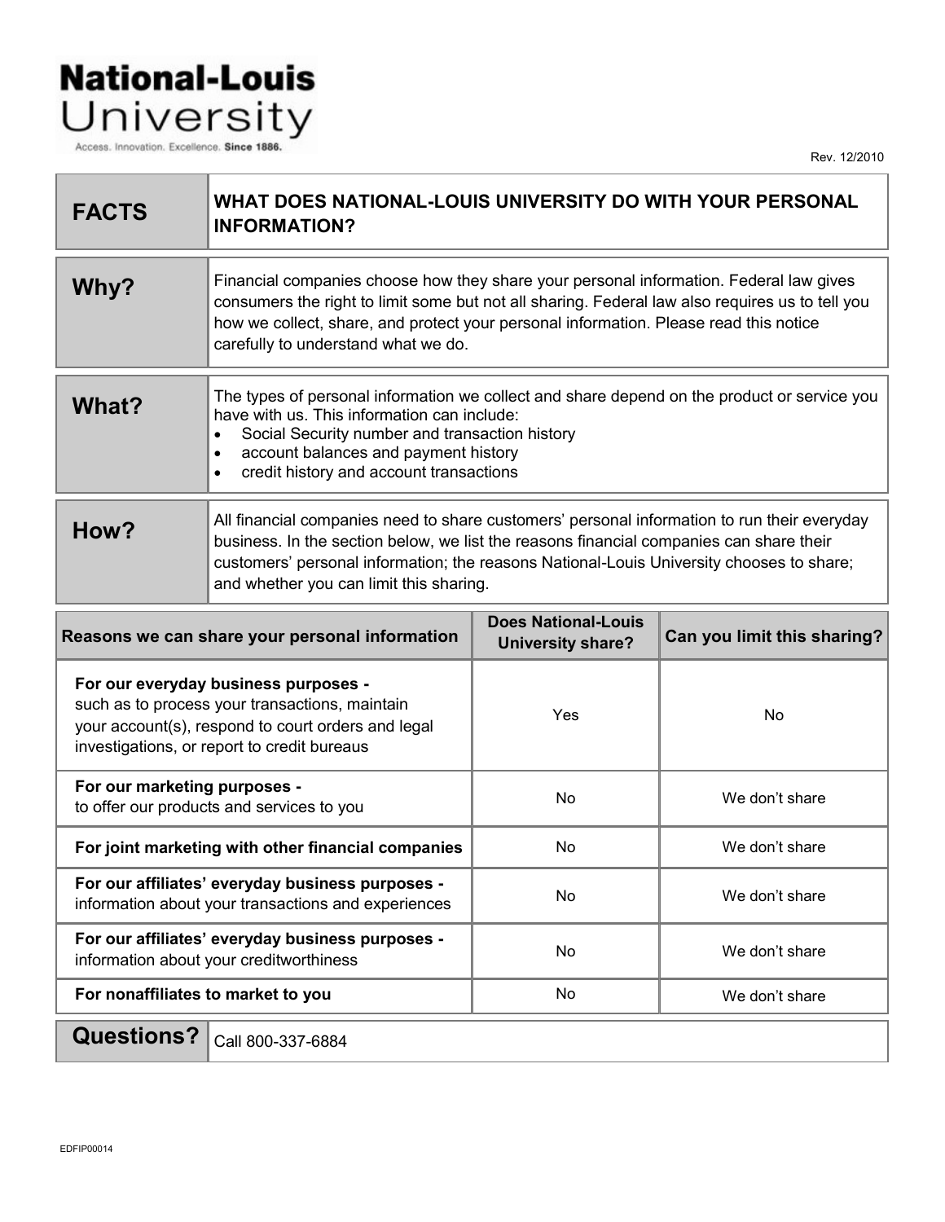# National-Louis University

Access. Innovation. Excellence. Since 1886.

Rev. 12/2010

| FACTS | WHAT DOES NATIONAL-LOUIS UNIVERSITY DO WITH YOUR PERSONAL INFORMATION? |
|---|---|
| **Why?** | Financial companies choose how they share your personal information. Federal law gives consumers the right to limit some but not all sharing. Federal law also requires us to tell you how we collect, share, and protect your personal information. Please read this notice carefully to understand what we do. |
| **What?** | The types of personal information we collect and share depend on the product or service you have with us. This information can include:<br>• Social Security number and transaction history<br>• account balances and payment history<br>• credit history and account transactions |
| **How?** | All financial companies need to share customers' personal information to run their everyday business. In the section below, we list the reasons financial companies can share their customers' personal information; the reasons National-Louis University chooses to share; and whether you can limit this sharing. |

| Reasons we can share your personal information | Does National-Louis University share? | Can you limit this sharing? |
|---|---|---|
| **For our everyday business purposes -** such as to process your transactions, maintain your account(s), respond to court orders and legal investigations, or report to credit bureaus | Yes | No |
| **For our marketing purposes -** to offer our products and services to you | No | We don't share |
| **For joint marketing with other financial companies** | No | We don't share |
| **For our affiliates' everyday business purposes -** information about your transactions and experiences | No | We don't share |
| **For our affiliates' everyday business purposes -** information about your creditworthiness | No | We don't share |
| **For nonaffiliates to market to you** | No | We don't share |

| **Questions?** | Call 800-337-6884 |
|---|---|

EDFIP00014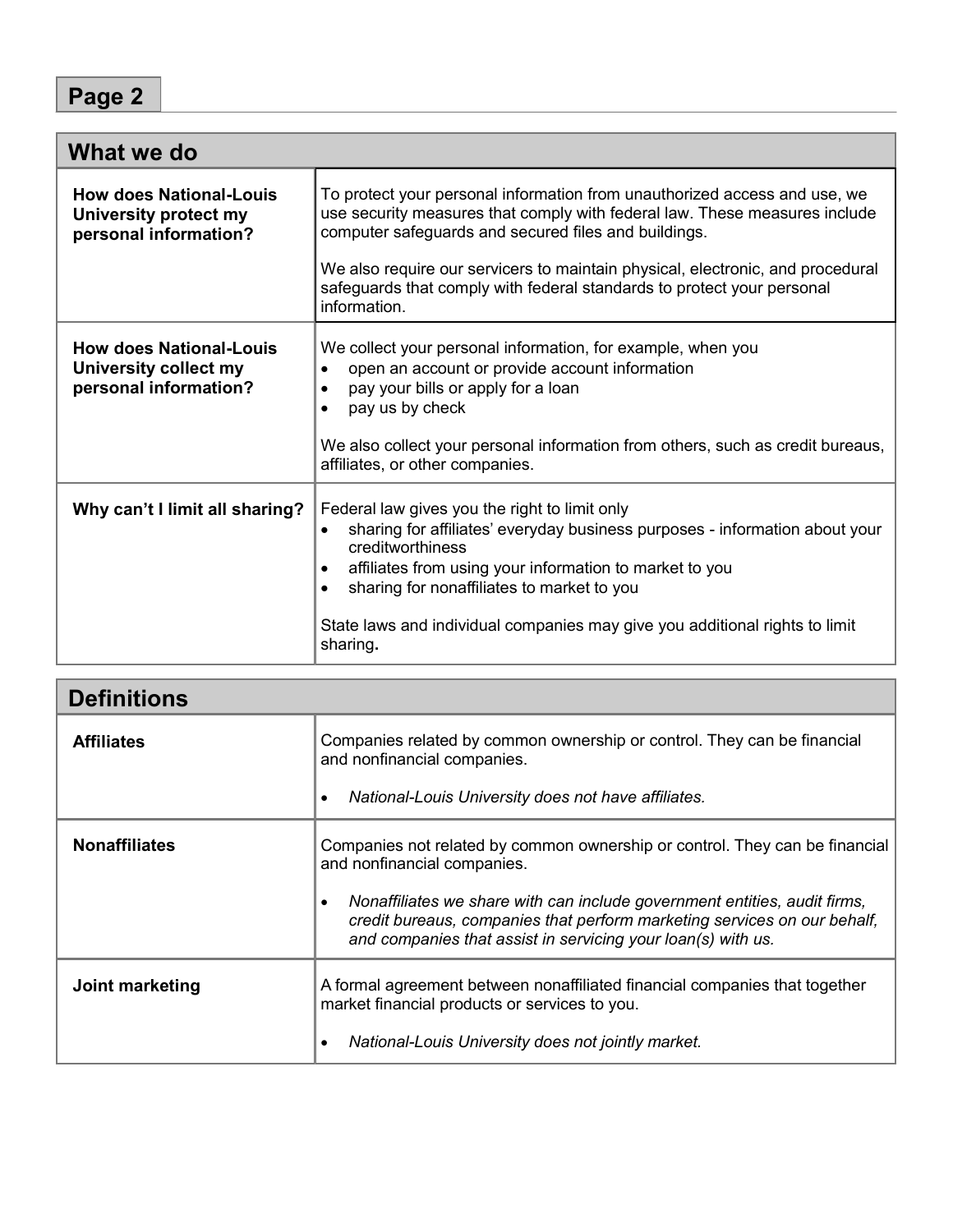| What we do | |
|---|---|
| **How does National-Louis University protect my personal information?** | To protect your personal information from unauthorized access and use, we use security measures that comply with federal law. These measures include computer safeguards and secured files and buildings.<br><br>We also require our servicers to maintain physical, electronic, and procedural safeguards that comply with federal standards to protect your personal information. |
| **How does National-Louis University collect my personal information?** | We collect your personal information, for example, when you<br>• open an account or provide account information<br>• pay your bills or apply for a loan<br>• pay us by check<br><br>We also collect your personal information from others, such as credit bureaus, affiliates, or other companies. |
| **Why can't I limit all sharing?** | Federal law gives you the right to limit only<br>• sharing for affiliates' everyday business purposes - information about your creditworthiness<br>• affiliates from using your information to market to you<br>• sharing for nonaffiliates to market to you<br><br>State laws and individual companies may give you additional rights to limit sharing**.** |

| Definitions | |
|---|---|
| **Affiliates** | Companies related by common ownership or control. They can be financial and nonfinancial companies.<br><br>• *National-Louis University does not have affiliates.* |
| **Nonaffiliates** | Companies not related by common ownership or control. They can be financial and nonfinancial companies.<br><br>• *Nonaffiliates we share with can include government entities, audit firms, credit bureaus, companies that perform marketing services on our behalf, and companies that assist in servicing your loan(s) with us.* |
| **Joint marketing** | A formal agreement between nonaffiliated financial companies that together market financial products or services to you.<br><br>• *National-Louis University does not jointly market.* |